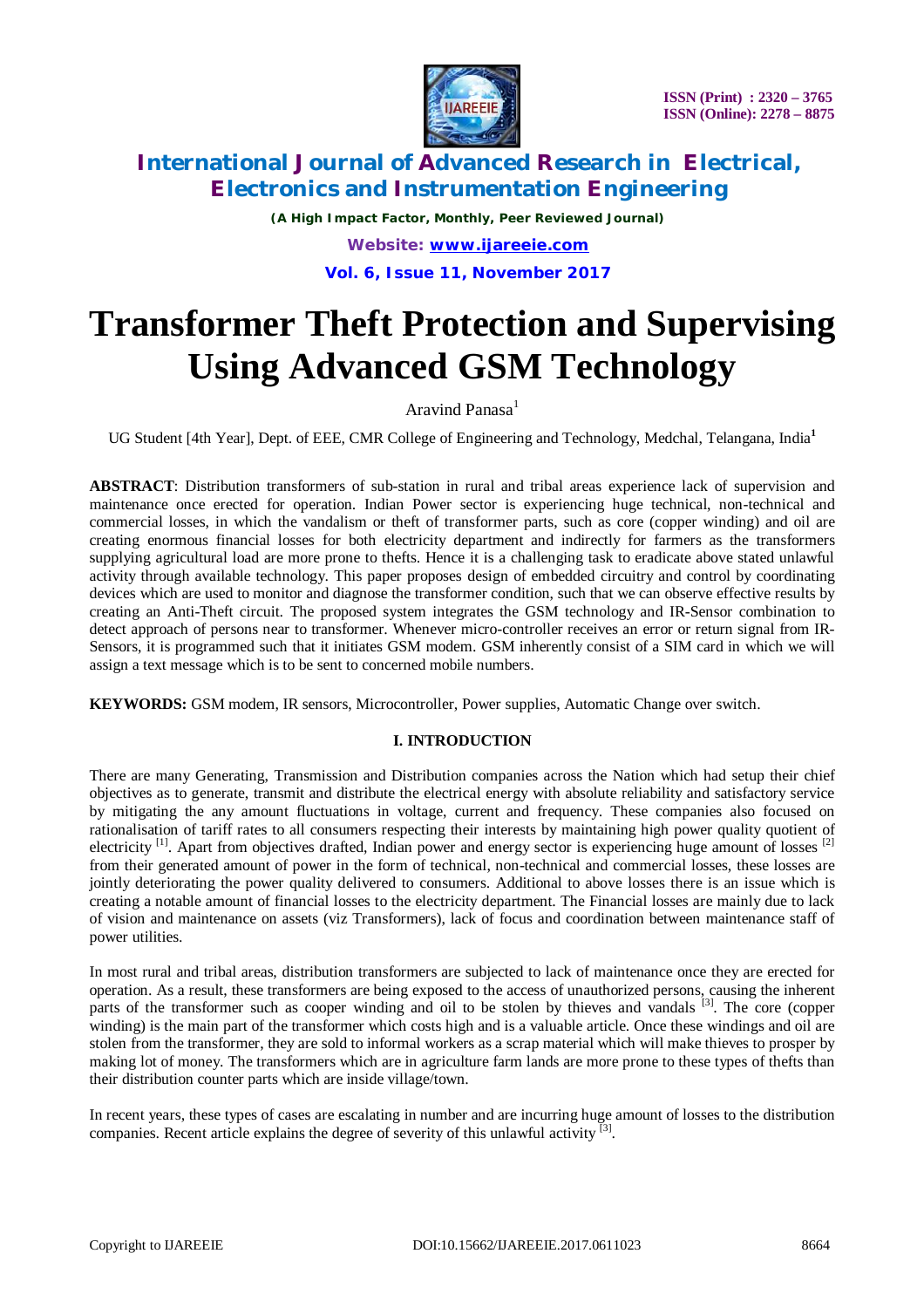# Transformer Theft Protection and Supervising Using Advanced GSM Technology

Aravind Panasa[1]

UG Student [4th Year], Dept. of EEE, CMR College of Engineering and Technology, Medchal, Telangana, India[1]

**ABSTRACT**: Distribution transformers of sub-station in rural and tribal areas experience lack of supervision and maintenance once erected for operation. Indian Power sector is experiencing huge technical, non-technical and commercial losses, in which the vandalism or theft of transformer parts, such as core (copper winding) and oil are creating enormous financial losses for both electricity department and indirectly for farmers as the transformers supplying agricultural load are more prone to thefts. Hence it is a challenging task to eradicate above stated unlawful activity through available technology. This paper proposes design of embedded circuitry and control by coordinating devices which are used to monitor and diagnose the transformer condition, such that we can observe effective results by creating an Anti-Theft circuit. The proposed system integrates the GSM technology and IR-Sensor combination to detect approach of persons near to transformer. Whenever micro-controller receives an error or return signal from IR-Sensors, it is programmed such that it initiates GSM modem. GSM inherently consist of a SIM card in which we will assign a text message which is to be sent to concerned mobile numbers.

**KEYWORDS:** GSM modem, IR sensors, Microcontroller, Power supplies, Automatic Change over switch.

## I. INTRODUCTION

There are many Generating, Transmission and Distribution companies across the Nation which had setup their chief objectives as to generate, transmit and distribute the electrical energy with absolute reliability and satisfactory service by mitigating the any amount fluctuations in voltage, current and frequency. These companies also focused on rationalisation of tariff rates to all consumers respecting their interests by maintaining high power quality quotient of electricity [1]. Apart from objectives drafted, Indian power and energy sector is experiencing huge amount of losses [2] from their generated amount of power in the form of technical, non-technical and commercial losses, these losses are jointly deteriorating the power quality delivered to consumers. Additional to above losses there is an issue which is creating a notable amount of financial losses to the electricity department. The Financial losses are mainly due to lack of vision and maintenance on assets (viz Transformers), lack of focus and coordination between maintenance staff of power utilities.

In most rural and tribal areas, distribution transformers are subjected to lack of maintenance once they are erected for operation. As a result, these transformers are being exposed to the access of unauthorized persons, causing the inherent parts of the transformer such as cooper winding and oil to be stolen by thieves and vandals [3]. The core (copper winding) is the main part of the transformer which costs high and is a valuable article. Once these windings and oil are stolen from the transformer, they are sold to informal workers as a scrap material which will make thieves to prosper by making lot of money. The transformers which are in agriculture farm lands are more prone to these types of thefts than their distribution counter parts which are inside village/town.

In recent years, these types of cases are escalating in number and are incurring huge amount of losses to the distribution companies. Recent article explains the degree of severity of this unlawful activity [3].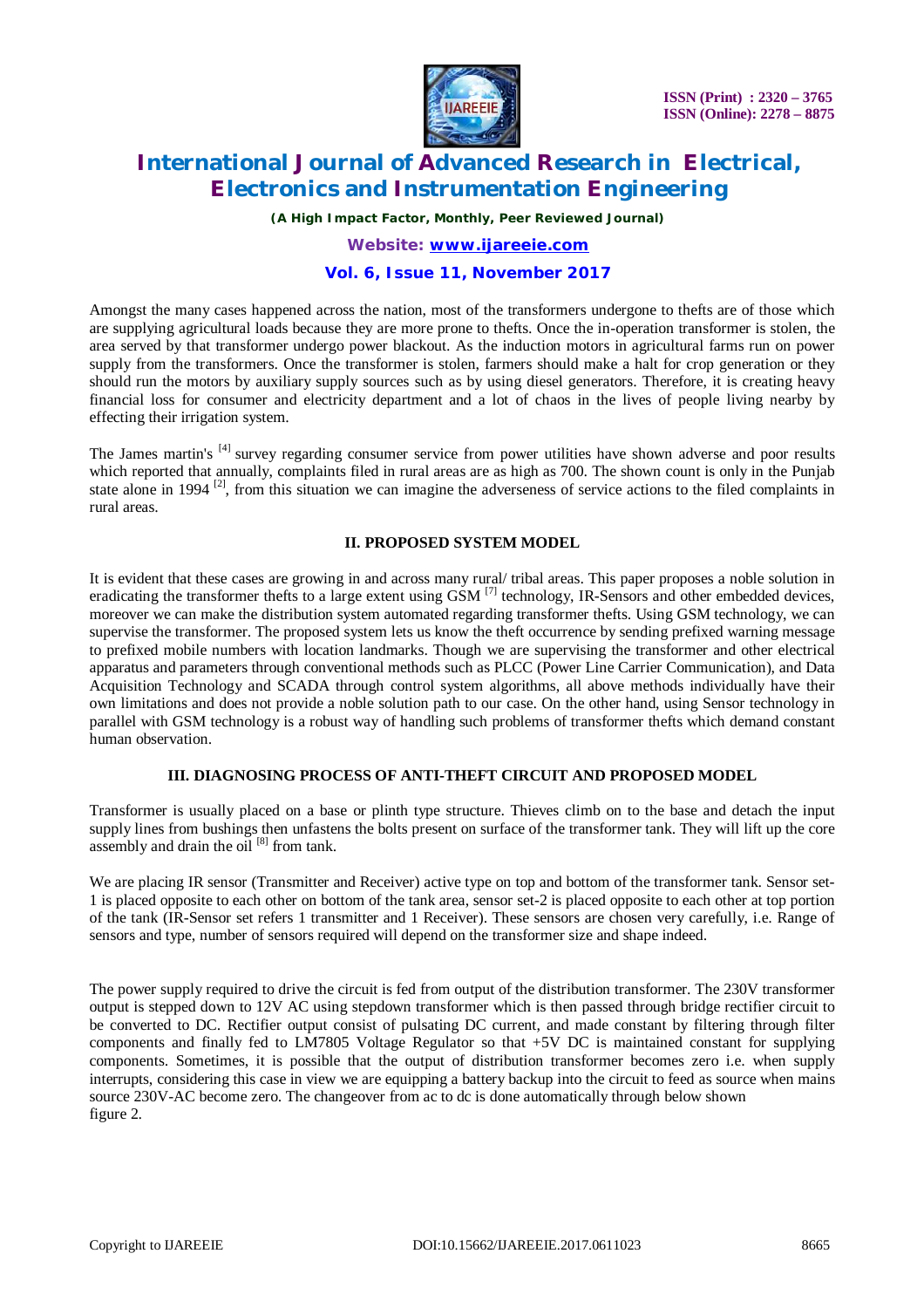Amongst the many cases happened across the nation, most of the transformers undergone to thefts are of those which are supplying agricultural loads because they are more prone to thefts. Once the in-operation transformer is stolen, the area served by that transformer undergo power blackout. As the induction motors in agricultural farms run on power supply from the transformers. Once the transformer is stolen, farmers should make a halt for crop generation or they should run the motors by auxiliary supply sources such as by using diesel generators. Therefore, it is creating heavy financial loss for consumer and electricity department and a lot of chaos in the lives of people living nearby by effecting their irrigation system.

The James martin's [4] survey regarding consumer service from power utilities have shown adverse and poor results which reported that annually, complaints filed in rural areas are as high as 700. The shown count is only in the Punjab state alone in 1994 [2], from this situation we can imagine the adverseness of service actions to the filed complaints in rural areas.

## II. PROPOSED SYSTEM MODEL

It is evident that these cases are growing in and across many rural/ tribal areas. This paper proposes a noble solution in eradicating the transformer thefts to a large extent using GSM [7] technology, IR-Sensors and other embedded devices, moreover we can make the distribution system automated regarding transformer thefts. Using GSM technology, we can supervise the transformer. The proposed system lets us know the theft occurrence by sending prefixed warning message to prefixed mobile numbers with location landmarks. Though we are supervising the transformer and other electrical apparatus and parameters through conventional methods such as PLCC (Power Line Carrier Communication), and Data Acquisition Technology and SCADA through control system algorithms, all above methods individually have their own limitations and does not provide a noble solution path to our case. On the other hand, using Sensor technology in parallel with GSM technology is a robust way of handling such problems of transformer thefts which demand constant human observation.

## III. DIAGNOSING PROCESS OF ANTI-THEFT CIRCUIT AND PROPOSED MODEL

Transformer is usually placed on a base or plinth type structure. Thieves climb on to the base and detach the input supply lines from bushings then unfastens the bolts present on surface of the transformer tank. They will lift up the core assembly and drain the oil [8] from tank.

We are placing IR sensor (Transmitter and Receiver) active type on top and bottom of the transformer tank. Sensor set-1 is placed opposite to each other on bottom of the tank area, sensor set-2 is placed opposite to each other at top portion of the tank (IR-Sensor set refers 1 transmitter and 1 Receiver). These sensors are chosen very carefully, i.e. Range of sensors and type, number of sensors required will depend on the transformer size and shape indeed.

The power supply required to drive the circuit is fed from output of the distribution transformer. The 230V transformer output is stepped down to 12V AC using stepdown transformer which is then passed through bridge rectifier circuit to be converted to DC. Rectifier output consist of pulsating DC current, and made constant by filtering through filter components and finally fed to LM7805 Voltage Regulator so that +5V DC is maintained constant for supplying components. Sometimes, it is possible that the output of distribution transformer becomes zero i.e. when supply interrupts, considering this case in view we are equipping a battery backup into the circuit to feed as source when mains source 230V-AC become zero. The changeover from ac to dc is done automatically through below shown figure 2.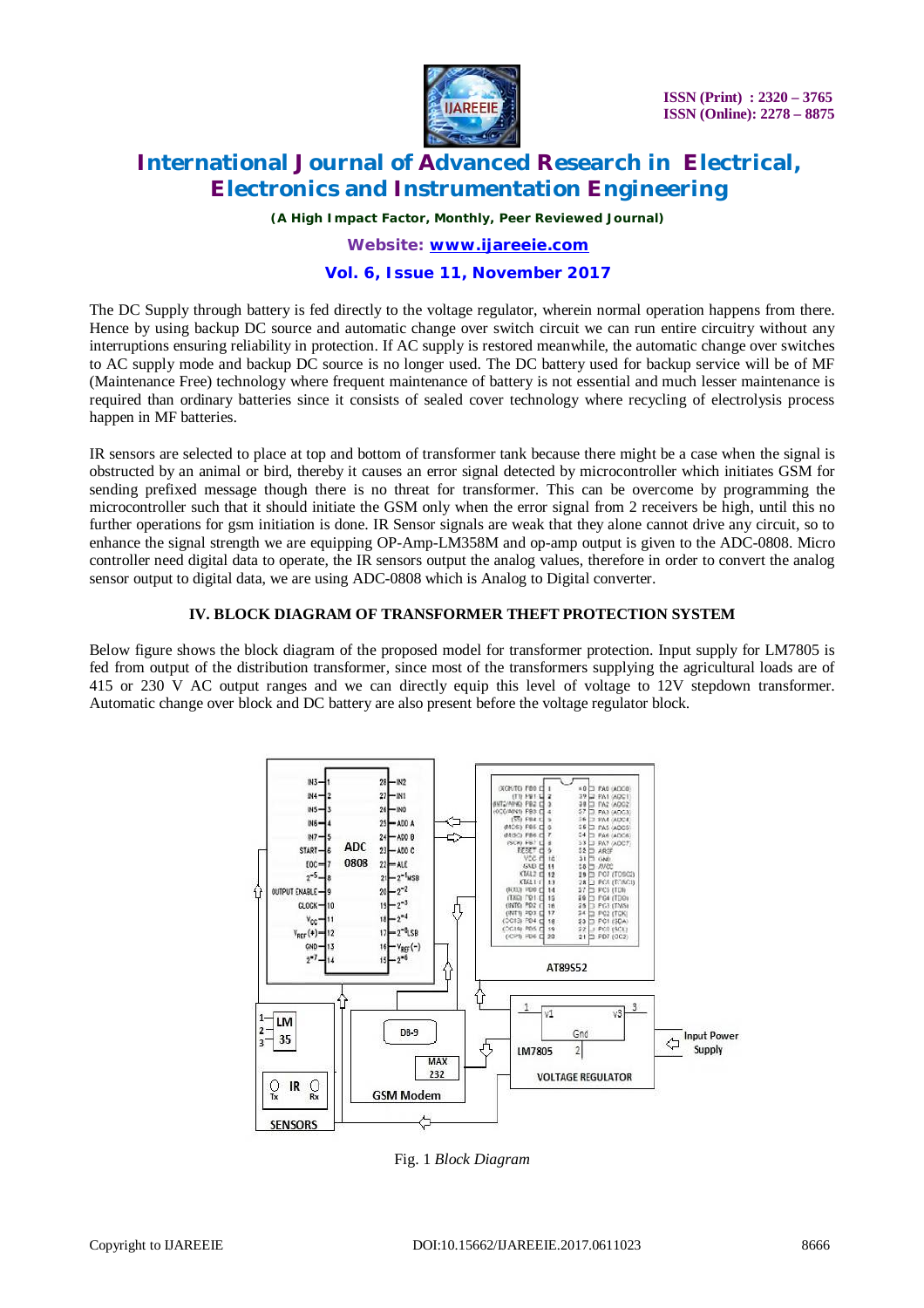The DC Supply through battery is fed directly to the voltage regulator, wherein normal operation happens from there. Hence by using backup DC source and automatic change over switch circuit we can run entire circuitry without any interruptions ensuring reliability in protection. If AC supply is restored meanwhile, the automatic change over switches to AC supply mode and backup DC source is no longer used. The DC battery used for backup service will be of MF (Maintenance Free) technology where frequent maintenance of battery is not essential and much lesser maintenance is required than ordinary batteries since it consists of sealed cover technology where recycling of electrolysis process happen in MF batteries.

IR sensors are selected to place at top and bottom of transformer tank because there might be a case when the signal is obstructed by an animal or bird, thereby it causes an error signal detected by microcontroller which initiates GSM for sending prefixed message though there is no threat for transformer. This can be overcome by programming the microcontroller such that it should initiate the GSM only when the error signal from 2 receivers be high, until this no further operations for gsm initiation is done. IR Sensor signals are weak that they alone cannot drive any circuit, so to enhance the signal strength we are equipping OP-Amp-LM358M and op-amp output is given to the ADC-0808. Micro controller need digital data to operate, the IR sensors output the analog values, therefore in order to convert the analog sensor output to digital data, we are using ADC-0808 which is Analog to Digital converter.

## IV. BLOCK DIAGRAM OF TRANSFORMER THEFT PROTECTION SYSTEM

Below figure shows the block diagram of the proposed model for transformer protection. Input supply for LM7805 is fed from output of the distribution transformer, since most of the transformers supplying the agricultural loads are of 415 or 230 V AC output ranges and we can directly equip this level of voltage to 12V stepdown transformer. Automatic change over block and DC battery are also present before the voltage regulator block.

Fig. 1 *Block Diagram*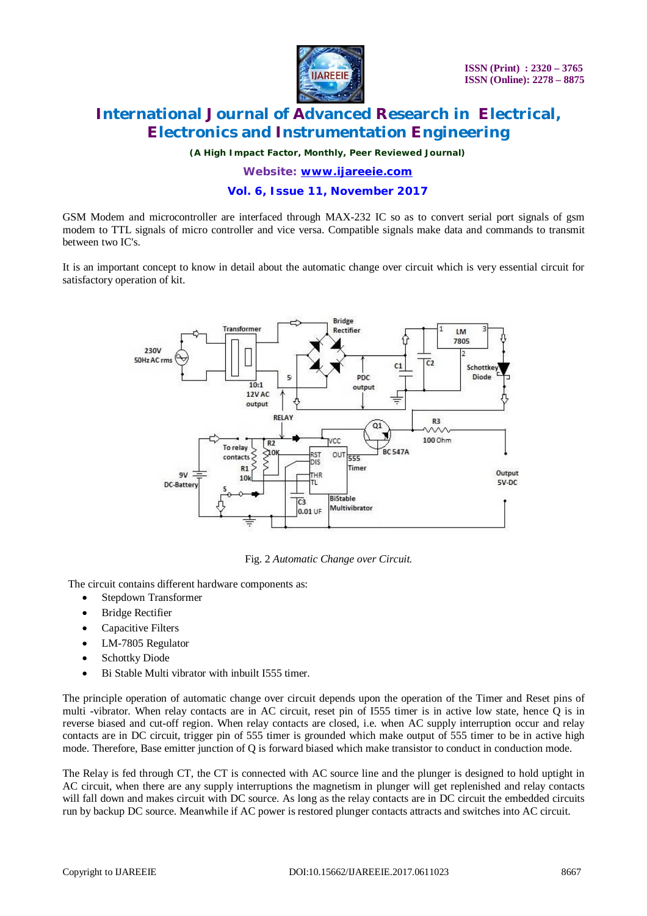GSM Modem and microcontroller are interfaced through MAX-232 IC so as to convert serial port signals of gsm modem to TTL signals of micro controller and vice versa. Compatible signals make data and commands to transmit between two IC's.

It is an important concept to know in detail about the automatic change over circuit which is very essential circuit for satisfactory operation of kit.

Fig. 2 *Automatic Change over Circuit.*

The circuit contains different hardware components as:

- Stepdown Transformer
- Bridge Rectifier
- Capacitive Filters
- LM-7805 Regulator
- Schottky Diode
- Bi Stable Multi vibrator with inbuilt I555 timer.

The principle operation of automatic change over circuit depends upon the operation of the Timer and Reset pins of multi -vibrator. When relay contacts are in AC circuit, reset pin of I555 timer is in active low state, hence Q is in reverse biased and cut-off region. When relay contacts are closed, i.e. when AC supply interruption occur and relay contacts are in DC circuit, trigger pin of 555 timer is grounded which make output of 555 timer to be in active high mode. Therefore, Base emitter junction of Q is forward biased which make transistor to conduct in conduction mode.

The Relay is fed through CT, the CT is connected with AC source line and the plunger is designed to hold uptight in AC circuit, when there are any supply interruptions the magnetism in plunger will get replenished and relay contacts will fall down and makes circuit with DC source. As long as the relay contacts are in DC circuit the embedded circuits run by backup DC source. Meanwhile if AC power is restored plunger contacts attracts and switches into AC circuit.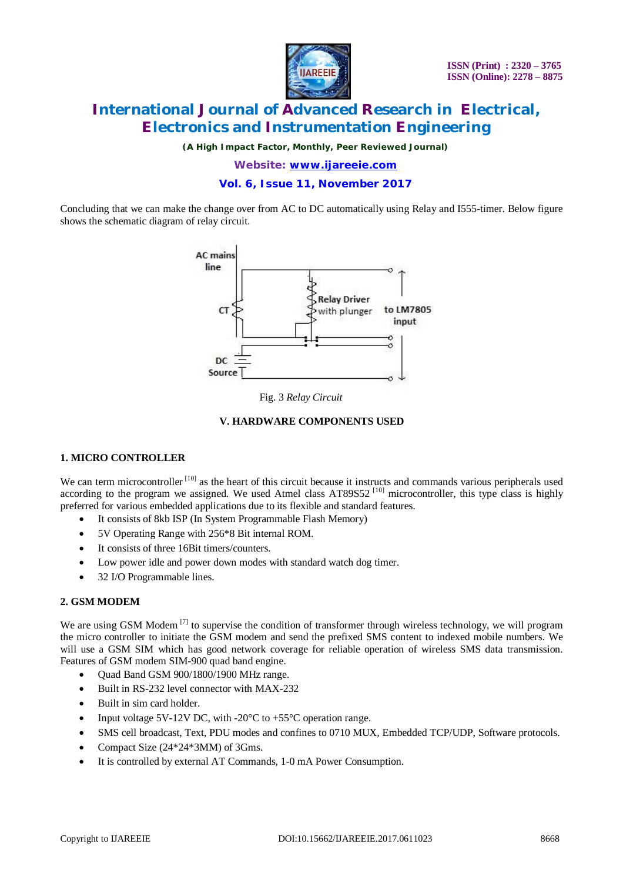Concluding that we can make the change over from AC to DC automatically using Relay and I555-timer. Below figure shows the schematic diagram of relay circuit.

Fig. 3 *Relay Circuit*

## V. HARDWARE COMPONENTS USED

### 1. MICRO CONTROLLER

We can term microcontroller [10] as the heart of this circuit because it instructs and commands various peripherals used according to the program we assigned. We used Atmel class AT89S52 [10] microcontroller, this type class is highly preferred for various embedded applications due to its flexible and standard features.

- It consists of 8kb ISP (In System Programmable Flash Memory)
- 5V Operating Range with 256*8 Bit internal ROM.
- It consists of three 16Bit timers/counters.
- Low power idle and power down modes with standard watch dog timer.
- 32 I/O Programmable lines.

### 2. GSM MODEM

We are using GSM Modem [7] to supervise the condition of transformer through wireless technology, we will program the micro controller to initiate the GSM modem and send the prefixed SMS content to indexed mobile numbers. We will use a GSM SIM which has good network coverage for reliable operation of wireless SMS data transmission. Features of GSM modem SIM-900 quad band engine.

- Quad Band GSM 900/1800/1900 MHz range.
- Built in RS-232 level connector with MAX-232
- Built in sim card holder.
- Input voltage 5V-12V DC, with -20°C to +55°C operation range.
- SMS cell broadcast, Text, PDU modes and confines to 0710 MUX, Embedded TCP/UDP, Software protocols.
- Compact Size (24*24*3MM) of 3Gms.
- It is controlled by external AT Commands, 1-0 mA Power Consumption.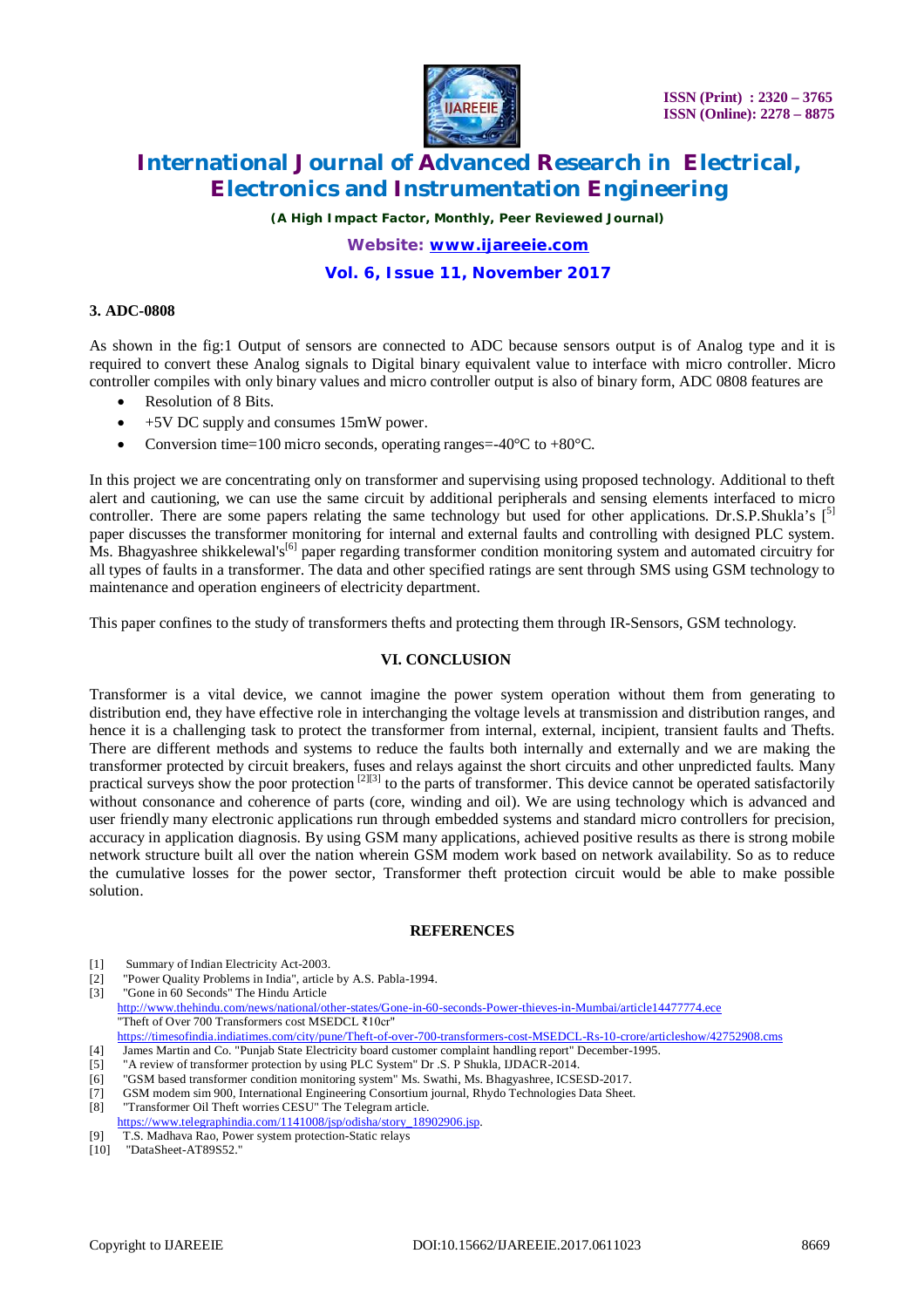### 3. ADC-0808

As shown in the fig:1 Output of sensors are connected to ADC because sensors output is of Analog type and it is required to convert these Analog signals to Digital binary equivalent value to interface with micro controller. Micro controller compiles with only binary values and micro controller output is also of binary form, ADC 0808 features are

- Resolution of 8 Bits.
- +5V DC supply and consumes 15mW power.
- Conversion time=100 micro seconds, operating ranges=-40°C to +80°C.

In this project we are concentrating only on transformer and supervising using proposed technology. Additional to theft alert and cautioning, we can use the same circuit by additional peripherals and sensing elements interfaced to micro controller. There are some papers relating the same technology but used for other applications. Dr.S.P.Shukla's [5] paper discusses the transformer monitoring for internal and external faults and controlling with designed PLC system. Ms. Bhagyashree shikkelewal's[6] paper regarding transformer condition monitoring system and automated circuitry for all types of faults in a transformer. The data and other specified ratings are sent through SMS using GSM technology to maintenance and operation engineers of electricity department.

This paper confines to the study of transformers thefts and protecting them through IR-Sensors, GSM technology.

## VI. CONCLUSION

Transformer is a vital device, we cannot imagine the power system operation without them from generating to distribution end, they have effective role in interchanging the voltage levels at transmission and distribution ranges, and hence it is a challenging task to protect the transformer from internal, external, incipient, transient faults and Thefts. There are different methods and systems to reduce the faults both internally and externally and we are making the transformer protected by circuit breakers, fuses and relays against the short circuits and other unpredicted faults. Many practical surveys show the poor protection [2][3] to the parts of transformer. This device cannot be operated satisfactorily without consonance and coherence of parts (core, winding and oil). We are using technology which is advanced and user friendly many electronic applications run through embedded systems and standard micro controllers for precision, accuracy in application diagnosis. By using GSM many applications, achieved positive results as there is strong mobile network structure built all over the nation wherein GSM modem work based on network availability. So as to reduce the cumulative losses for the power sector, Transformer theft protection circuit would be able to make possible solution.

## REFERENCES

[1] Summary of Indian Electricity Act-2003.

[2] "Power Quality Problems in India", article by A.S. Pabla-1994.

[3] "Gone in 60 Seconds" The Hindu Article
http://www.thehindu.com/news/national/other-states/Gone-in-60-seconds-Power-thieves-in-Mumbai/article14477774.ece
"Theft of Over 700 Transformers cost MSEDCL ₹10cr"
https://timesofindia.indiatimes.com/city/pune/Theft-of-over-700-transformers-cost-MSEDCL-Rs-10-crore/articleshow/42752908.cms

[4] James Martin and Co. "Punjab State Electricity board customer complaint handling report" December-1995.

[5] "A review of transformer protection by using PLC System" Dr .S. P Shukla, IJDACR-2014.

[6] "GSM based transformer condition monitoring system" Ms. Swathi, Ms. Bhagyashree, ICSESD-2017.

[7] GSM modem sim 900, International Engineering Consortium journal, Rhydo Technologies Data Sheet.

[8] "Transformer Oil Theft worries CESU" The Telegram article.
https://www.telegraphindia.com/1141008/jsp/odisha/story_18902906.jsp.

[9] T.S. Madhava Rao, Power system protection-Static relays

[10] "DataSheet-AT89S52."